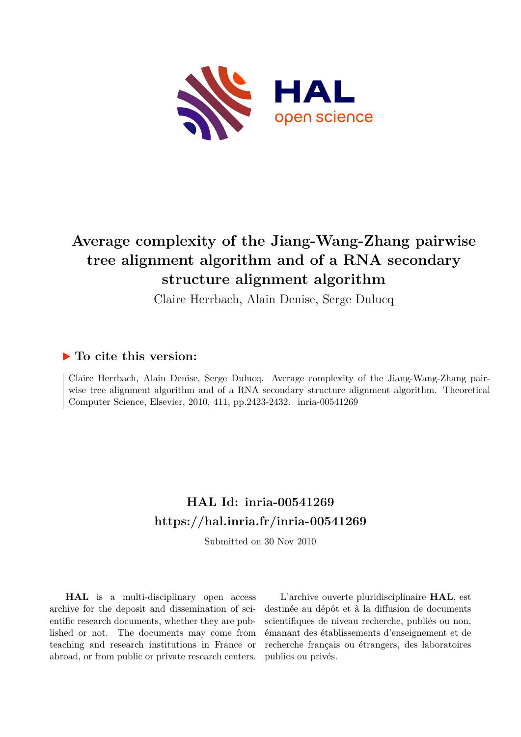# Average complexity of the Jiang-Wang-Zhang pairwise tree alignment algorithm and of a RNA secondary structure alignment algorithm

Claire Herrbach, Alain Denise, Serge Dulucq

## ▶ To cite this version:

Claire Herrbach, Alain Denise, Serge Dulucq. Average complexity of the Jiang-Wang-Zhang pairwise tree alignment algorithm and of a RNA secondary structure alignment algorithm. Theoretical Computer Science, Elsevier, 2010, 411, pp.2423-2432. inria-00541269

## HAL Id: inria-00541269

## https://hal.inria.fr/inria-00541269

Submitted on 30 Nov 2010

**HAL** is a multi-disciplinary open access archive for the deposit and dissemination of scientific research documents, whether they are published or not. The documents may come from teaching and research institutions in France or abroad, or from public or private research centers.

L'archive ouverte pluridisciplinaire **HAL**, est destinée au dépôt et à la diffusion de documents scientifiques de niveau recherche, publiés ou non, émanant des établissements d'enseignement et de recherche français ou étrangers, des laboratoires publics ou privés.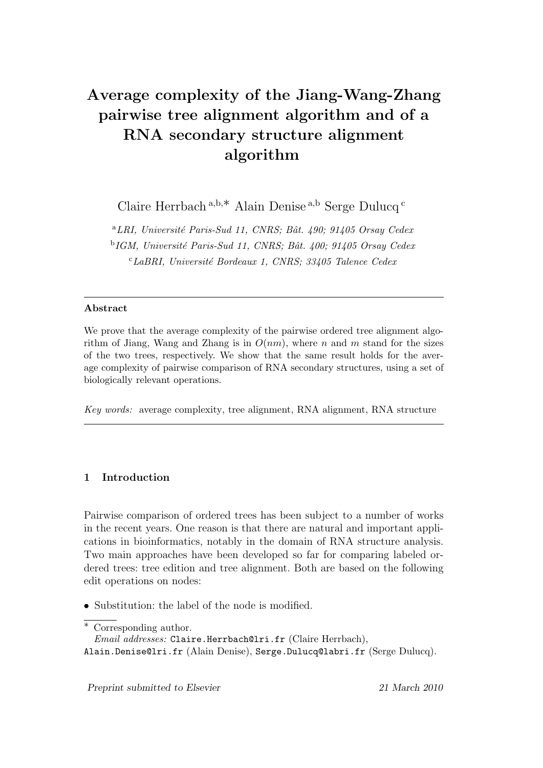# Average complexity of the Jiang-Wang-Zhang pairwise tree alignment algorithm and of a RNA secondary structure alignment algorithm

Claire Herrbach [a,b,*] Alain Denise [a,b] Serge Dulucq [c]

[a] *LRI, Université Paris-Sud 11, CNRS; Bât. 490; 91405 Orsay Cedex*

[b] *IGM, Université Paris-Sud 11, CNRS; Bât. 400; 91405 Orsay Cedex*

[c] *LaBRI, Université Bordeaux 1, CNRS; 33405 Talence Cedex*

---

**Abstract**

We prove that the average complexity of the pairwise ordered tree alignment algorithm of Jiang, Wang and Zhang is in $O(nm)$, where $n$ and $m$ stand for the sizes of the two trees, respectively. We show that the same result holds for the average complexity of pairwise comparison of RNA secondary structures, using a set of biologically relevant operations.

*Key words:* average complexity, tree alignment, RNA alignment, RNA structure

---

## 1 Introduction

Pairwise comparison of ordered trees has been subject to a number of works in the recent years. One reason is that there are natural and important applications in bioinformatics, notably in the domain of RNA structure analysis. Two main approaches have been developed so far for comparing labeled ordered trees: tree edition and tree alignment. Both are based on the following edit operations on nodes:

- Substitution: the label of the node is modified.

* Corresponding author.
*Email addresses:* Claire.Herrbach@lri.fr (Claire Herrbach), Alain.Denise@lri.fr (Alain Denise), Serge.Dulucq@labri.fr (Serge Dulucq).

*Preprint submitted to Elsevier* 21 March 2010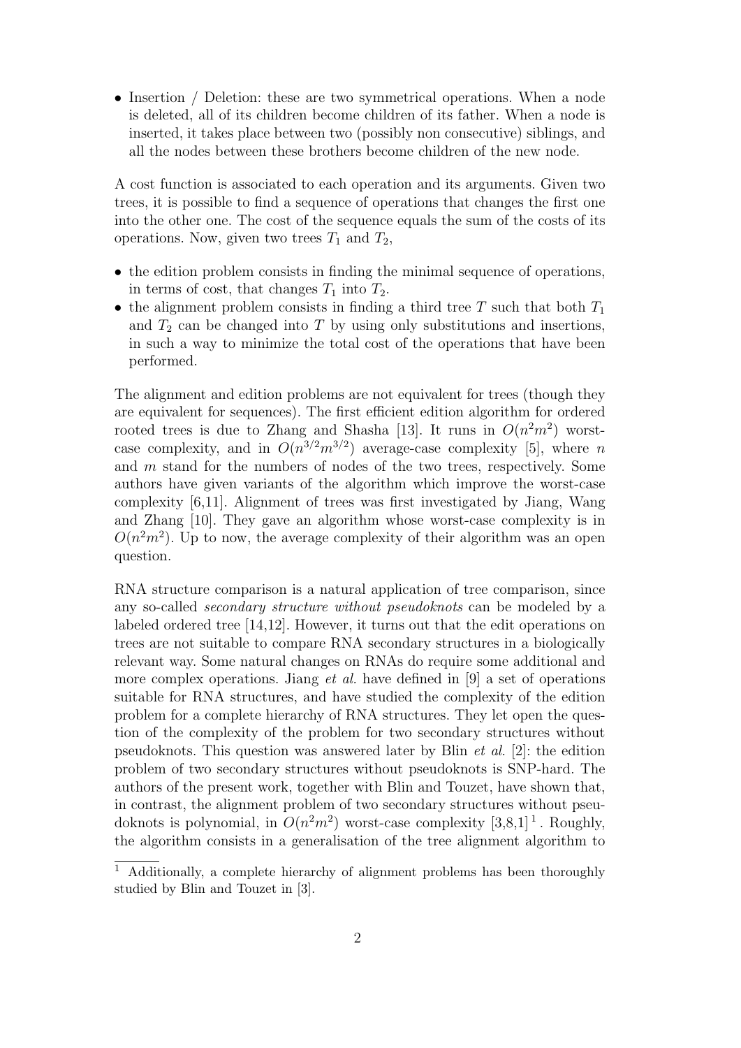- Insertion / Deletion: these are two symmetrical operations. When a node is deleted, all of its children become children of its father. When a node is inserted, it takes place between two (possibly non consecutive) siblings, and all the nodes between these brothers become children of the new node.

A cost function is associated to each operation and its arguments. Given two trees, it is possible to find a sequence of operations that changes the first one into the other one. The cost of the sequence equals the sum of the costs of its operations. Now, given two trees $T_1$ and $T_2$,

- the edition problem consists in finding the minimal sequence of operations, in terms of cost, that changes $T_1$ into $T_2$.
- the alignment problem consists in finding a third tree $T$ such that both $T_1$ and $T_2$ can be changed into $T$ by using only substitutions and insertions, in such a way to minimize the total cost of the operations that have been performed.

The alignment and edition problems are not equivalent for trees (though they are equivalent for sequences). The first efficient edition algorithm for ordered rooted trees is due to Zhang and Shasha [13]. It runs in $O(n^2m^2)$ worst-case complexity, and in $O(n^{3/2}m^{3/2})$ average-case complexity [5], where $n$ and $m$ stand for the numbers of nodes of the two trees, respectively. Some authors have given variants of the algorithm which improve the worst-case complexity [6,11]. Alignment of trees was first investigated by Jiang, Wang and Zhang [10]. They gave an algorithm whose worst-case complexity is in $O(n^2m^2)$. Up to now, the average complexity of their algorithm was an open question.

RNA structure comparison is a natural application of tree comparison, since any so-called *secondary structure without pseudoknots* can be modeled by a labeled ordered tree [14,12]. However, it turns out that the edit operations on trees are not suitable to compare RNA secondary structures in a biologically relevant way. Some natural changes on RNAs do require some additional and more complex operations. Jiang *et al.* have defined in [9] a set of operations suitable for RNA structures, and have studied the complexity of the edition problem for a complete hierarchy of RNA structures. They let open the question of the complexity of the problem for two secondary structures without pseudoknots. This question was answered later by Blin *et al.* [2]: the edition problem of two secondary structures without pseudoknots is SNP-hard. The authors of the present work, together with Blin and Touzet, have shown that, in contrast, the alignment problem of two secondary structures without pseudoknots is polynomial, in $O(n^2m^2)$ worst-case complexity [3,8,1] [1]. Roughly, the algorithm consists in a generalisation of the tree alignment algorithm to

[1] Additionally, a complete hierarchy of alignment problems has been thoroughly studied by Blin and Touzet in [3].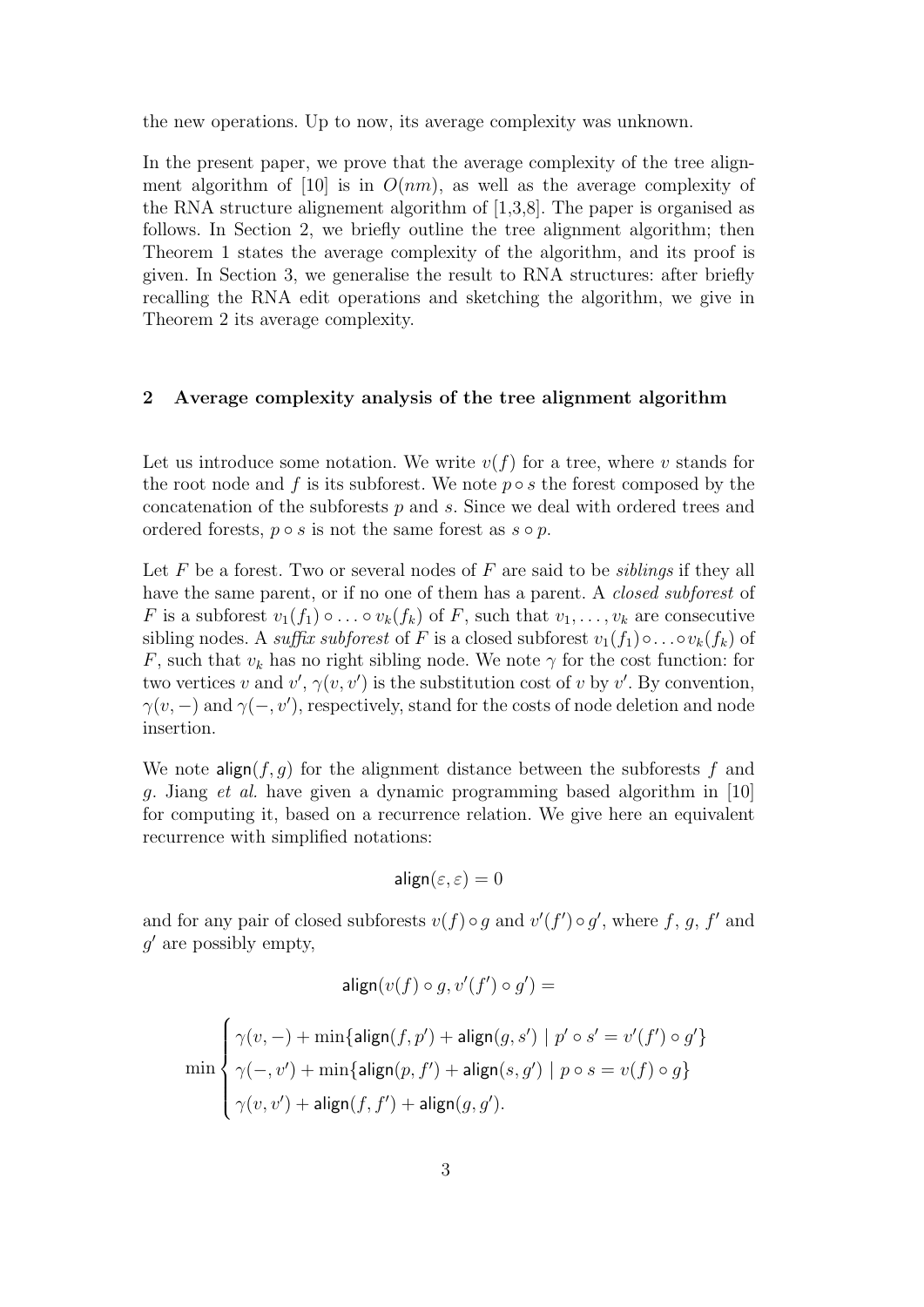the new operations. Up to now, its average complexity was unknown.

In the present paper, we prove that the average complexity of the tree alignment algorithm of [10] is in $O(nm)$, as well as the average complexity of the RNA structure alignement algorithm of [1,3,8]. The paper is organised as follows. In Section 2, we briefly outline the tree alignment algorithm; then Theorem 1 states the average complexity of the algorithm, and its proof is given. In Section 3, we generalise the result to RNA structures: after briefly recalling the RNA edit operations and sketching the algorithm, we give in Theorem 2 its average complexity.

## 2 Average complexity analysis of the tree alignment algorithm

Let us introduce some notation. We write $v(f)$ for a tree, where $v$ stands for the root node and $f$ is its subforest. We note $p \circ s$ the forest composed by the concatenation of the subforests $p$ and $s$. Since we deal with ordered trees and ordered forests, $p \circ s$ is not the same forest as $s \circ p$.

Let $F$ be a forest. Two or several nodes of $F$ are said to be *siblings* if they all have the same parent, or if no one of them has a parent. A *closed subforest* of $F$ is a subforest $v_1(f_1) \circ \ldots \circ v_k(f_k)$ of $F$, such that $v_1, \ldots, v_k$ are consecutive sibling nodes. A *suffix subforest* of $F$ is a closed subforest $v_1(f_1) \circ \ldots \circ v_k(f_k)$ of $F$, such that $v_k$ has no right sibling node. We note $\gamma$ for the cost function: for two vertices $v$ and $v'$, $\gamma(v, v')$ is the substitution cost of $v$ by $v'$. By convention, $\gamma(v, -)$ and $\gamma(-, v')$, respectively, stand for the costs of node deletion and node insertion.

We note $\mathsf{align}(f, g)$ for the alignment distance between the subforests $f$ and $g$. Jiang *et al.* have given a dynamic programming based algorithm in [10] for computing it, based on a recurrence relation. We give here an equivalent recurrence with simplified notations:

$$\mathsf{align}(\varepsilon, \varepsilon) = 0$$

and for any pair of closed subforests $v(f) \circ g$ and $v'(f') \circ g'$, where $f$, $g$, $f'$ and $g'$ are possibly empty,

$$\mathsf{align}(v(f) \circ g, v'(f') \circ g') =$$

$$\min \begin{cases} \gamma(v, -) + \min\{\mathsf{align}(f, p') + \mathsf{align}(g, s') \mid p' \circ s' = v'(f') \circ g'\} \\ \gamma(-, v') + \min\{\mathsf{align}(p, f') + \mathsf{align}(s, g') \mid p \circ s = v(f) \circ g\} \\ \gamma(v, v') + \mathsf{align}(f, f') + \mathsf{align}(g, g'). \end{cases}$$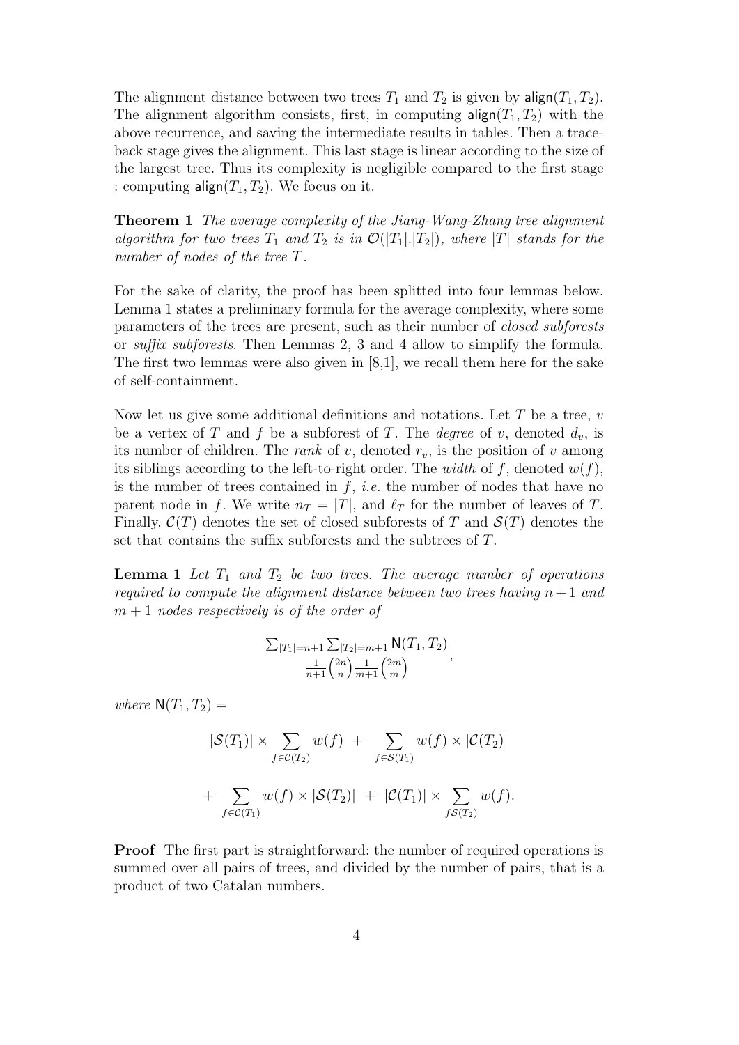The alignment distance between two trees $T_1$ and $T_2$ is given by $\mathsf{align}(T_1, T_2)$. The alignment algorithm consists, first, in computing $\mathsf{align}(T_1, T_2)$ with the above recurrence, and saving the intermediate results in tables. Then a trace-back stage gives the alignment. This last stage is linear according to the size of the largest tree. Thus its complexity is negligible compared to the first stage : computing $\mathsf{align}(T_1, T_2)$. We focus on it.

**Theorem 1** *The average complexity of the Jiang-Wang-Zhang tree alignment algorithm for two trees $T_1$ and $T_2$ is in $\mathcal{O}(|T_1|.|T_2|)$, where $|T|$ stands for the number of nodes of the tree $T$.*

For the sake of clarity, the proof has been splitted into four lemmas below. Lemma 1 states a preliminary formula for the average complexity, where some parameters of the trees are present, such as their number of *closed subforests* or *suffix subforests*. Then Lemmas 2, 3 and 4 allow to simplify the formula. The first two lemmas were also given in [8,1], we recall them here for the sake of self-containment.

Now let us give some additional definitions and notations. Let $T$ be a tree, $v$ be a vertex of $T$ and $f$ be a subforest of $T$. The *degree* of $v$, denoted $d_v$, is its number of children. The *rank* of $v$, denoted $r_v$, is the position of $v$ among its siblings according to the left-to-right order. The *width* of $f$, denoted $w(f)$, is the number of trees contained in $f$, *i.e.* the number of nodes that have no parent node in $f$. We write $n_T = |T|$, and $\ell_T$ for the number of leaves of $T$. Finally, $\mathcal{C}(T)$ denotes the set of closed subforests of $T$ and $\mathcal{S}(T)$ denotes the set that contains the suffix subforests and the subtrees of $T$.

**Lemma 1** *Let $T_1$ and $T_2$ be two trees. The average number of operations required to compute the alignment distance between two trees having $n+1$ and $m+1$ nodes respectively is of the order of*

$$\frac{\sum_{|T_1|=n+1} \sum_{|T_2|=m+1} \mathsf{N}(T_1, T_2)}{\frac{1}{n+1}\binom{2n}{n} \frac{1}{m+1}\binom{2m}{m}},$$

*where* $\mathsf{N}(T_1, T_2) =$

$$|\mathcal{S}(T_1)| \times \sum_{f \in \mathcal{C}(T_2)} w(f) \; + \sum_{f \in \mathcal{S}(T_1)} w(f) \times |\mathcal{C}(T_2)|$$

$$+ \sum_{f \in \mathcal{C}(T_1)} w(f) \times |\mathcal{S}(T_2)| \; + \; |\mathcal{C}(T_1)| \times \sum_{f \mathcal{S}(T_2)} w(f).$$

**Proof** The first part is straightforward: the number of required operations is summed over all pairs of trees, and divided by the number of pairs, that is a product of two Catalan numbers.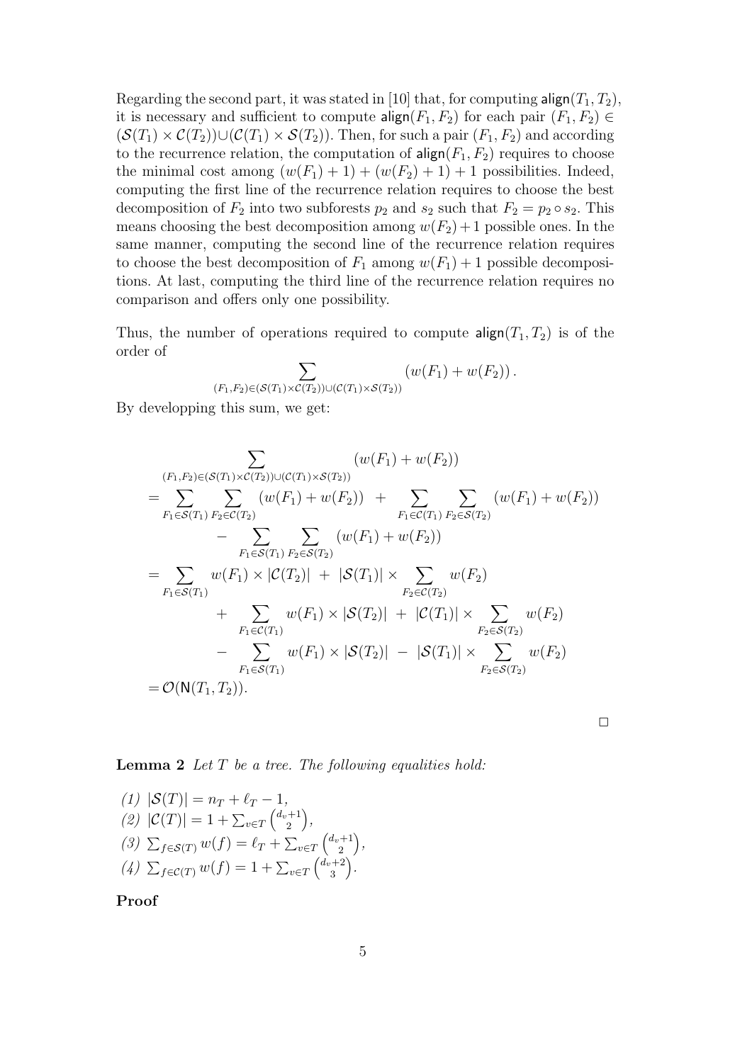Regarding the second part, it was stated in [10] that, for computing $\mathsf{align}(T_1, T_2)$, it is necessary and sufficient to compute $\mathsf{align}(F_1, F_2)$ for each pair $(F_1, F_2) \in (\mathcal{S}(T_1) \times \mathcal{C}(T_2)) \cup (\mathcal{C}(T_1) \times \mathcal{S}(T_2))$. Then, for such a pair $(F_1, F_2)$ and according to the recurrence relation, the computation of $\mathsf{align}(F_1, F_2)$ requires to choose the minimal cost among $(w(F_1) + 1) + (w(F_2) + 1) + 1$ possibilities. Indeed, computing the first line of the recurrence relation requires to choose the best decomposition of $F_2$ into two subforests $p_2$ and $s_2$ such that $F_2 = p_2 \circ s_2$. This means choosing the best decomposition among $w(F_2) + 1$ possible ones. In the same manner, computing the second line of the recurrence relation requires to choose the best decomposition of $F_1$ among $w(F_1) + 1$ possible decompositions. At last, computing the third line of the recurrence relation requires no comparison and offers only one possibility.

Thus, the number of operations required to compute $\mathsf{align}(T_1, T_2)$ is of the order of

$$\sum_{(F_1, F_2) \in (\mathcal{S}(T_1) \times \mathcal{C}(T_2)) \cup (\mathcal{C}(T_1) \times \mathcal{S}(T_2))} (w(F_1) + w(F_2)) .$$

By developping this sum, we get:

$$\begin{aligned}
&\sum_{(F_1, F_2) \in (\mathcal{S}(T_1) \times \mathcal{C}(T_2)) \cup (\mathcal{C}(T_1) \times \mathcal{S}(T_2))} (w(F_1) + w(F_2)) \\
&= \sum_{F_1 \in \mathcal{S}(T_1)} \sum_{F_2 \in \mathcal{C}(T_2)} (w(F_1) + w(F_2)) \;+\; \sum_{F_1 \in \mathcal{C}(T_1)} \sum_{F_2 \in \mathcal{S}(T_2)} (w(F_1) + w(F_2)) \\
&\qquad - \sum_{F_1 \in \mathcal{S}(T_1)} \sum_{F_2 \in \mathcal{S}(T_2)} (w(F_1) + w(F_2)) \\
&= \sum_{F_1 \in \mathcal{S}(T_1)} w(F_1) \times |\mathcal{C}(T_2)| \;+\; |\mathcal{S}(T_1)| \times \sum_{F_2 \in \mathcal{C}(T_2)} w(F_2) \\
&\qquad + \sum_{F_1 \in \mathcal{C}(T_1)} w(F_1) \times |\mathcal{S}(T_2)| \;+\; |\mathcal{C}(T_1)| \times \sum_{F_2 \in \mathcal{S}(T_2)} w(F_2) \\
&\qquad - \sum_{F_1 \in \mathcal{S}(T_1)} w(F_1) \times |\mathcal{S}(T_2)| \;-\; |\mathcal{S}(T_1)| \times \sum_{F_2 \in \mathcal{S}(T_2)} w(F_2) \\
&= \mathcal{O}(\mathsf{N}(T_1, T_2)).
\end{aligned}$$

□

**Lemma 2** *Let $T$ be a tree. The following equalities hold:*

*(1)* $|\mathcal{S}(T)| = n_T + \ell_T - 1$,
*(2)* $|\mathcal{C}(T)| = 1 + \sum_{v \in T} \binom{d_v + 1}{2}$,
*(3)* $\sum_{f \in \mathcal{S}(T)} w(f) = \ell_T + \sum_{v \in T} \binom{d_v + 1}{2}$,
*(4)* $\sum_{f \in \mathcal{C}(T)} w(f) = 1 + \sum_{v \in T} \binom{d_v + 2}{3}$.

**Proof**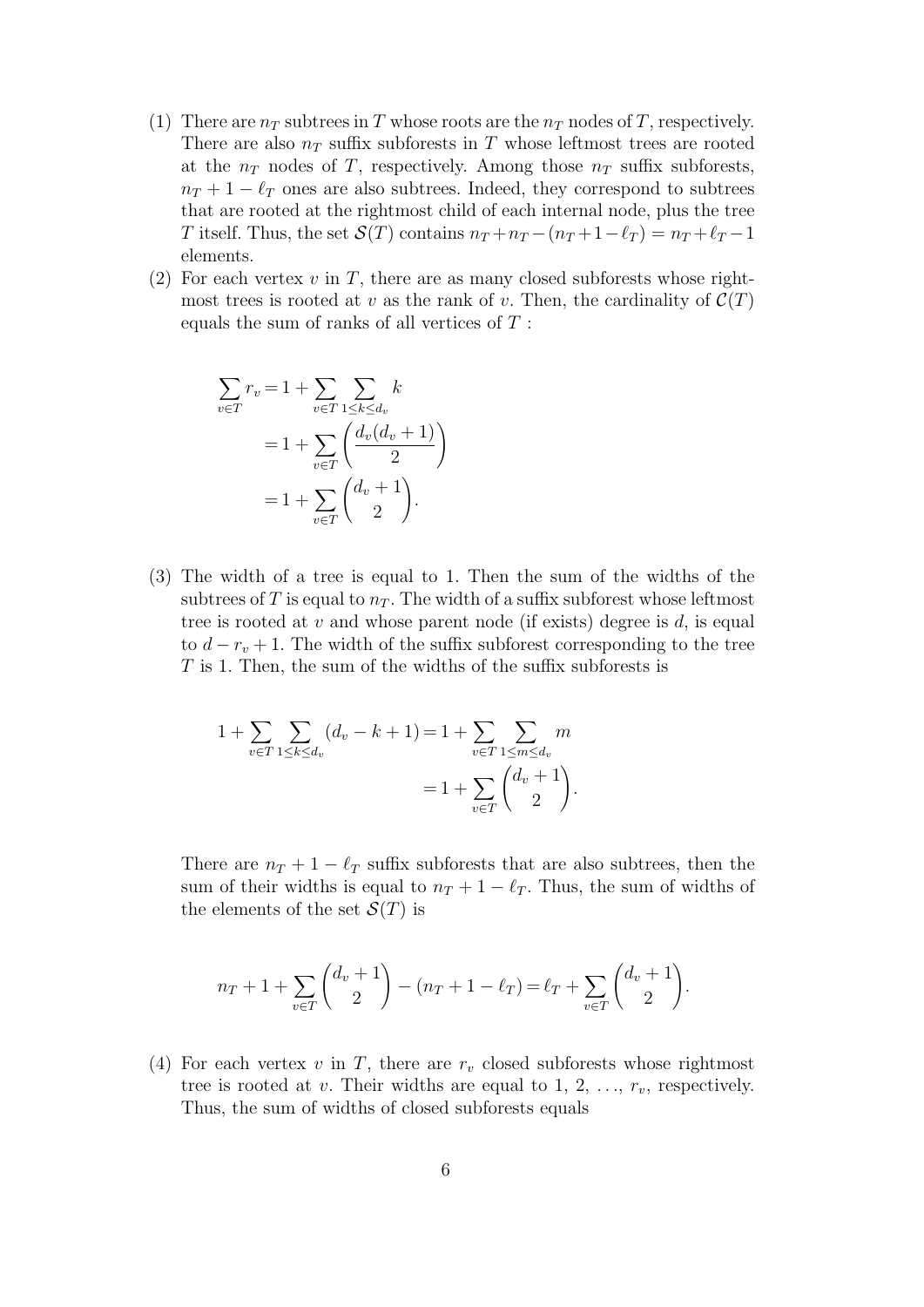(1) There are $n_T$ subtrees in $T$ whose roots are the $n_T$ nodes of $T$, respectively. There are also $n_T$ suffix subforests in $T$ whose leftmost trees are rooted at the $n_T$ nodes of $T$, respectively. Among those $n_T$ suffix subforests, $n_T + 1 - \ell_T$ ones are also subtrees. Indeed, they correspond to subtrees that are rooted at the rightmost child of each internal node, plus the tree $T$ itself. Thus, the set $\mathcal{S}(T)$ contains $n_T + n_T - (n_T + 1 - \ell_T) = n_T + \ell_T - 1$ elements.

(2) For each vertex $v$ in $T$, there are as many closed subforests whose rightmost trees is rooted at $v$ as the rank of $v$. Then, the cardinality of $\mathcal{C}(T)$ equals the sum of ranks of all vertices of $T$ :

$$
\begin{aligned}
\sum_{v \in T} r_v &= 1 + \sum_{v \in T} \sum_{1 \le k \le d_v} k \\
&= 1 + \sum_{v \in T} \left( \frac{d_v(d_v+1)}{2} \right) \\
&= 1 + \sum_{v \in T} \binom{d_v+1}{2}.
\end{aligned}
$$

(3) The width of a tree is equal to 1. Then the sum of the widths of the subtrees of $T$ is equal to $n_T$. The width of a suffix subforest whose leftmost tree is rooted at $v$ and whose parent node (if exists) degree is $d$, is equal to $d - r_v + 1$. The width of the suffix subforest corresponding to the tree $T$ is 1. Then, the sum of the widths of the suffix subforests is

$$
\begin{aligned}
1 + \sum_{v \in T} \sum_{1 \le k \le d_v} (d_v - k + 1) &= 1 + \sum_{v \in T} \sum_{1 \le m \le d_v} m \\
&= 1 + \sum_{v \in T} \binom{d_v+1}{2}.
\end{aligned}
$$

There are $n_T + 1 - \ell_T$ suffix subforests that are also subtrees, then the sum of their widths is equal to $n_T + 1 - \ell_T$. Thus, the sum of widths of the elements of the set $\mathcal{S}(T)$ is

$$
n_T + 1 + \sum_{v \in T} \binom{d_v+1}{2} - (n_T + 1 - \ell_T) = \ell_T + \sum_{v \in T} \binom{d_v+1}{2}.
$$

(4) For each vertex $v$ in $T$, there are $r_v$ closed subforests whose rightmost tree is rooted at $v$. Their widths are equal to $1, 2, \ldots, r_v$, respectively. Thus, the sum of widths of closed subforests equals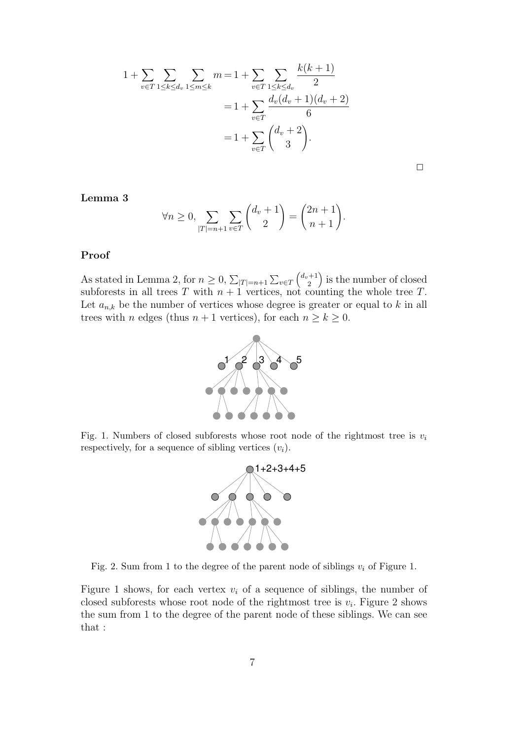$$
\begin{aligned}
1 + \sum_{v \in T} \sum_{1 \le k \le d_v} \sum_{1 \le m \le k} m &= 1 + \sum_{v \in T} \sum_{1 \le k \le d_v} \frac{k(k+1)}{2} \\
&= 1 + \sum_{v \in T} \frac{d_v(d_v+1)(d_v+2)}{6} \\
&= 1 + \sum_{v \in T} \binom{d_v+2}{3}.
\end{aligned}
$$

□

**Lemma 3**

$$
\forall n \ge 0, \sum_{|T|=n+1} \sum_{v \in T} \binom{d_v+1}{2} = \binom{2n+1}{n+1}.
$$

**Proof**

As stated in Lemma 2, for $n \ge 0$, $\sum_{|T|=n+1} \sum_{v \in T} \binom{d_v+1}{2}$ is the number of closed subforests in all trees $T$ with $n+1$ vertices, not counting the whole tree $T$. Let $a_{n,k}$ be the number of vertices whose degree is greater or equal to $k$ in all trees with $n$ edges (thus $n+1$ vertices), for each $n \ge k \ge 0$.

Fig. 1. Numbers of closed subforests whose root node of the rightmost tree is $v_i$ respectively, for a sequence of sibling vertices $(v_i)$.

Fig. 2. Sum from 1 to the degree of the parent node of siblings $v_i$ of Figure 1.

Figure 1 shows, for each vertex $v_i$ of a sequence of siblings, the number of closed subforests whose root node of the rightmost tree is $v_i$. Figure 2 shows the sum from 1 to the degree of the parent node of these siblings. We can see that :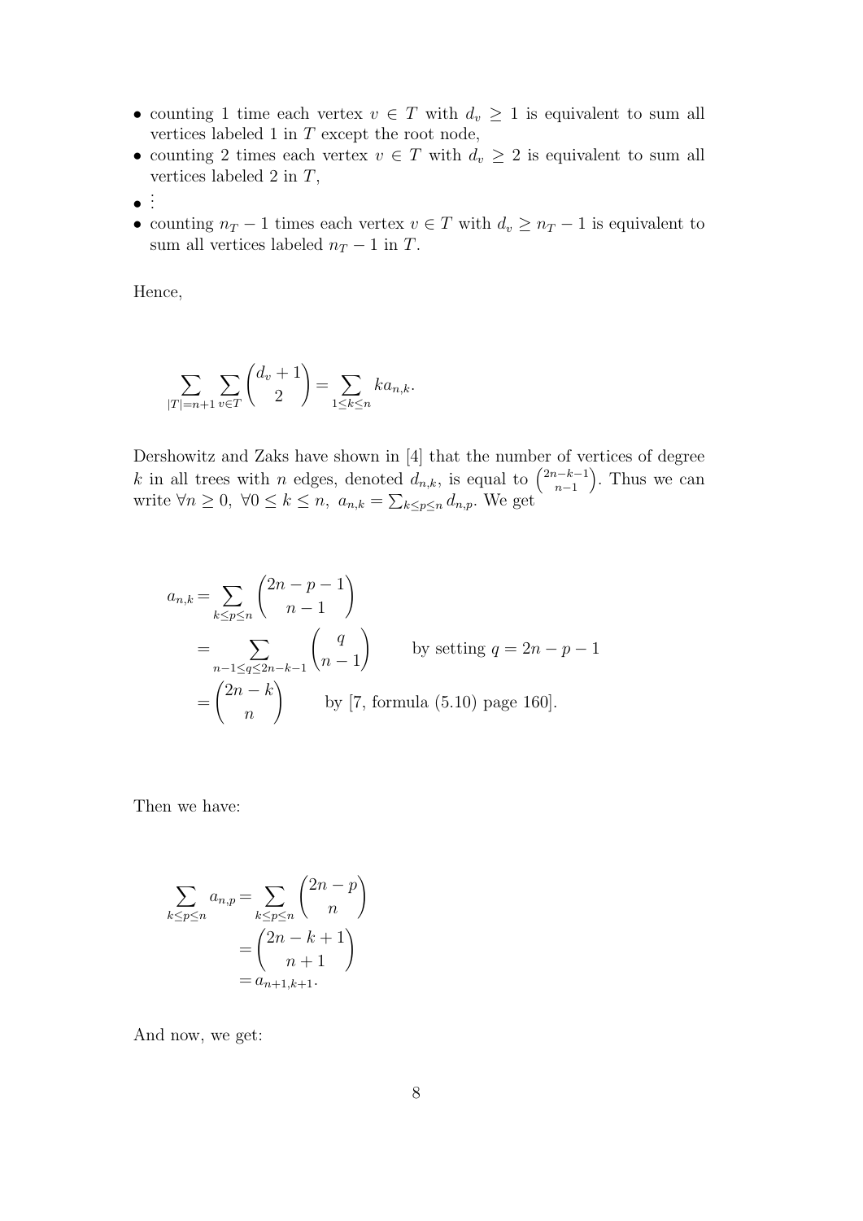- counting 1 time each vertex $v \in T$ with $d_v \geq 1$ is equivalent to sum all vertices labeled 1 in $T$ except the root node,
- counting 2 times each vertex $v \in T$ with $d_v \geq 2$ is equivalent to sum all vertices labeled 2 in $T$,
- $\vdots$
- counting $n_T - 1$ times each vertex $v \in T$ with $d_v \geq n_T - 1$ is equivalent to sum all vertices labeled $n_T - 1$ in $T$.

Hence,

$$\sum_{|T|=n+1} \sum_{v \in T} \binom{d_v + 1}{2} = \sum_{1 \leq k \leq n} k a_{n,k}.$$

Dershowitz and Zaks have shown in [4] that the number of vertices of degree $k$ in all trees with $n$ edges, denoted $d_{n,k}$, is equal to $\binom{2n-k-1}{n-1}$. Thus we can write $\forall n \geq 0,\ \forall 0 \leq k \leq n,\ a_{n,k} = \sum_{k \leq p \leq n} d_{n,p}$. We get

$$\begin{aligned}
a_{n,k} &= \sum_{k \leq p \leq n} \binom{2n-p-1}{n-1} \\
&= \sum_{n-1 \leq q \leq 2n-k-1} \binom{q}{n-1} \qquad \text{by setting } q = 2n-p-1 \\
&= \binom{2n-k}{n} \qquad \text{by [7, formula (5.10) page 160].}
\end{aligned}$$

Then we have:

$$\begin{aligned}
\sum_{k \leq p \leq n} a_{n,p} &= \sum_{k \leq p \leq n} \binom{2n-p}{n} \\
&= \binom{2n-k+1}{n+1} \\
&= a_{n+1,k+1}.
\end{aligned}$$

And now, we get: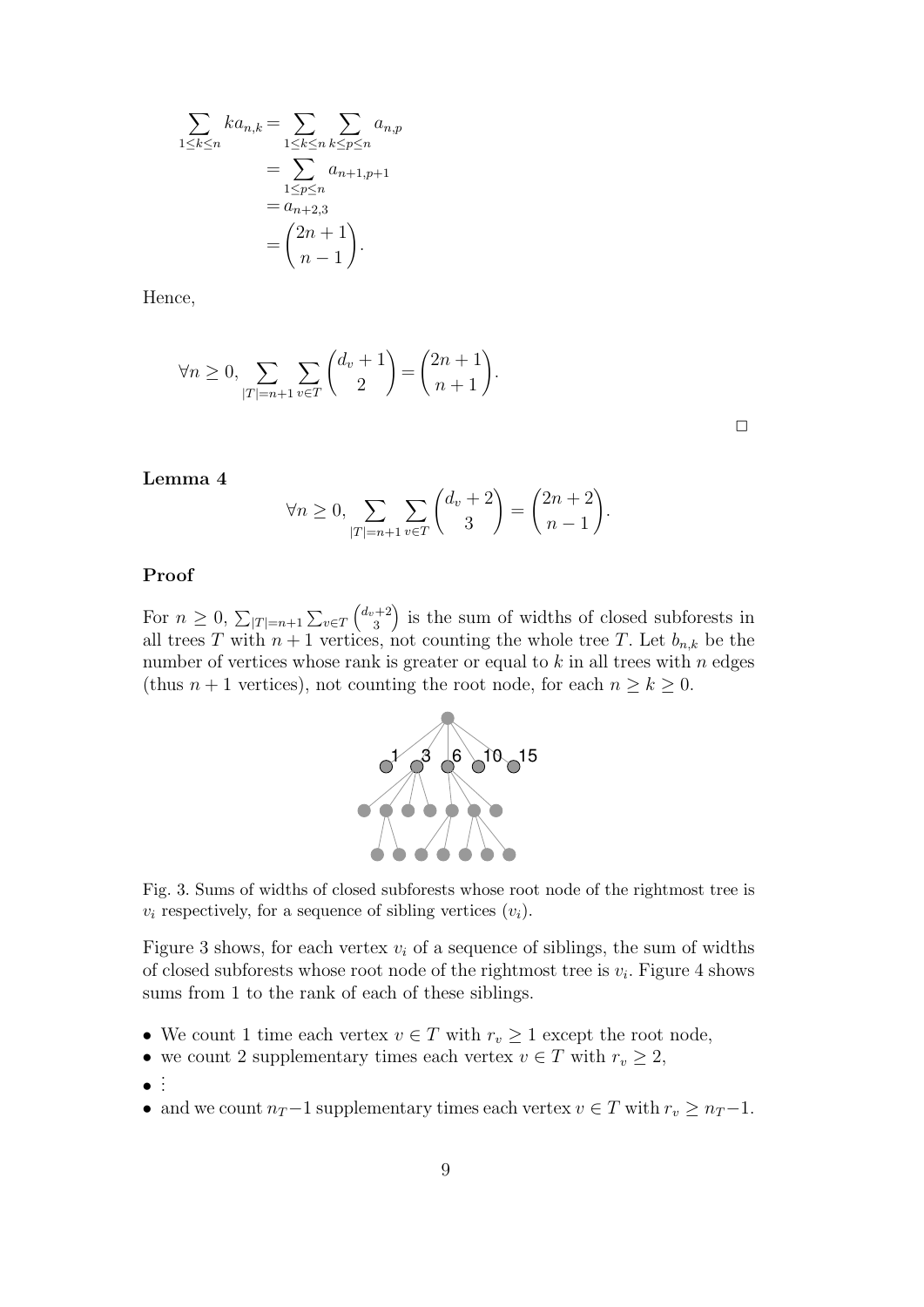$$
\begin{aligned}
\sum_{1\leq k\leq n} k a_{n,k} &= \sum_{1\leq k\leq n} \sum_{k\leq p\leq n} a_{n,p} \\
&= \sum_{1\leq p\leq n} a_{n+1,p+1} \\
&= a_{n+2,3} \\
&= \binom{2n+1}{n-1}.
\end{aligned}
$$

Hence,

$$
\forall n \geq 0, \sum_{|T|=n+1} \sum_{v\in T} \binom{d_v+1}{2} = \binom{2n+1}{n+1}.
$$

□

**Lemma 4**

$$
\forall n \geq 0, \sum_{|T|=n+1} \sum_{v\in T} \binom{d_v+2}{3} = \binom{2n+2}{n-1}.
$$

**Proof**

For $n \geq 0$, $\sum_{|T|=n+1} \sum_{v\in T} \binom{d_v+2}{3}$ is the sum of widths of closed subforests in all trees $T$ with $n+1$ vertices, not counting the whole tree $T$. Let $b_{n,k}$ be the number of vertices whose rank is greater or equal to $k$ in all trees with $n$ edges (thus $n+1$ vertices), not counting the root node, for each $n \geq k \geq 0$.

Fig. 3. Sums of widths of closed subforests whose root node of the rightmost tree is $v_i$ respectively, for a sequence of sibling vertices $(v_i)$.

Figure 3 shows, for each vertex $v_i$ of a sequence of siblings, the sum of widths of closed subforests whose root node of the rightmost tree is $v_i$. Figure 4 shows sums from 1 to the rank of each of these siblings.

- We count 1 time each vertex $v \in T$ with $r_v \geq 1$ except the root node,
- we count 2 supplementary times each vertex $v \in T$ with $r_v \geq 2$,
- $\vdots$
- and we count $n_T - 1$ supplementary times each vertex $v \in T$ with $r_v \geq n_T - 1$.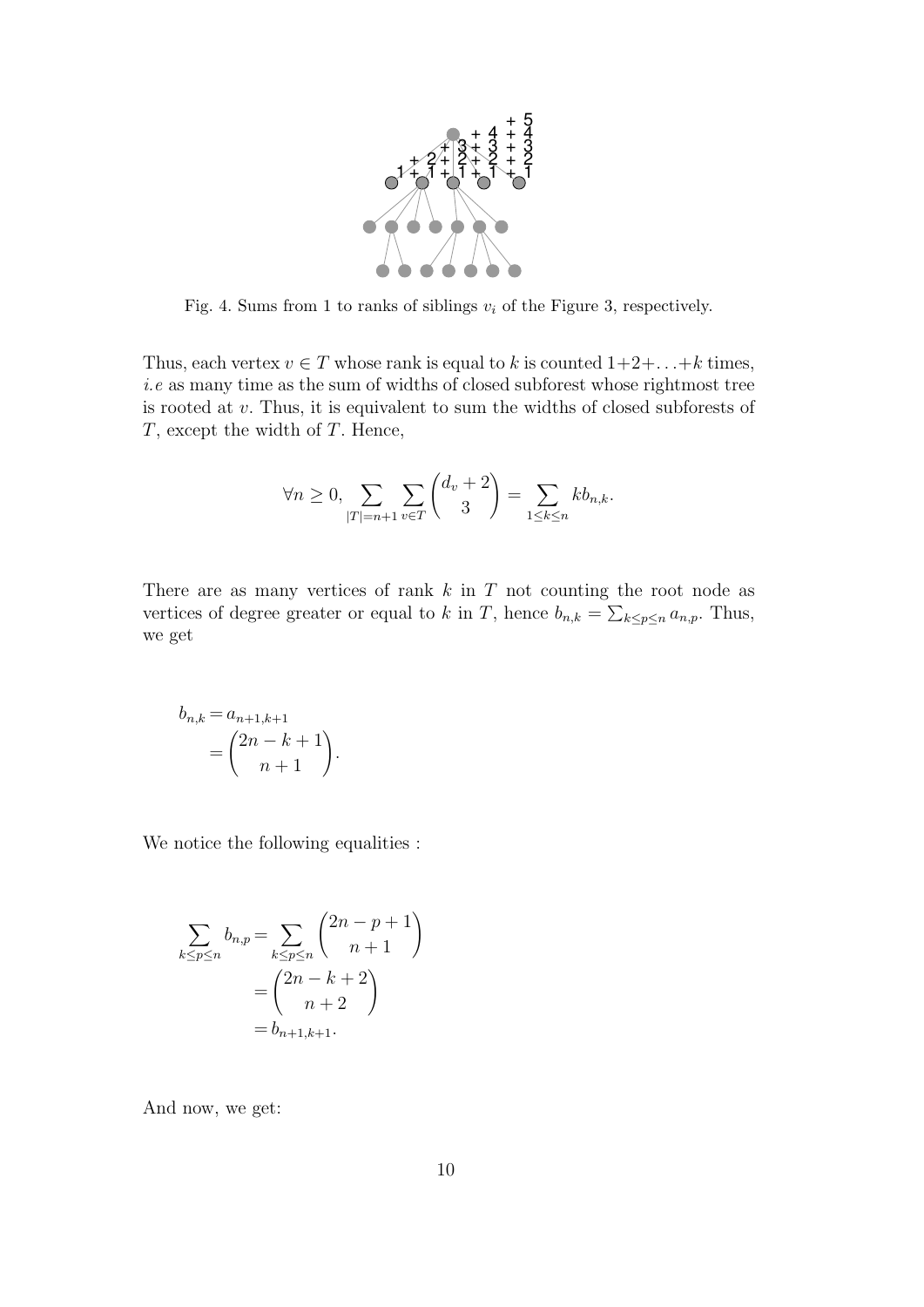Fig. 4. Sums from 1 to ranks of siblings $v_i$ of the Figure 3, respectively.

Thus, each vertex $v \in T$ whose rank is equal to $k$ is counted $1+2+\ldots+k$ times, *i.e* as many time as the sum of widths of closed subforest whose rightmost tree is rooted at $v$. Thus, it is equivalent to sum the widths of closed subforests of $T$, except the width of $T$. Hence,

$$\forall n \geq 0, \sum_{|T|=n+1} \sum_{v \in T} \binom{d_v + 2}{3} = \sum_{1 \leq k \leq n} k b_{n,k}.$$

There are as many vertices of rank $k$ in $T$ not counting the root node as vertices of degree greater or equal to $k$ in $T$, hence $b_{n,k} = \sum_{k \leq p \leq n} a_{n,p}$. Thus, we get

$$\begin{aligned} b_{n,k} &= a_{n+1,k+1} \\ &= \binom{2n-k+1}{n+1}. \end{aligned}$$

We notice the following equalities :

$$\begin{aligned} \sum_{k \leq p \leq n} b_{n,p} &= \sum_{k \leq p \leq n} \binom{2n-p+1}{n+1} \\ &= \binom{2n-k+2}{n+2} \\ &= b_{n+1,k+1}. \end{aligned}$$

And now, we get: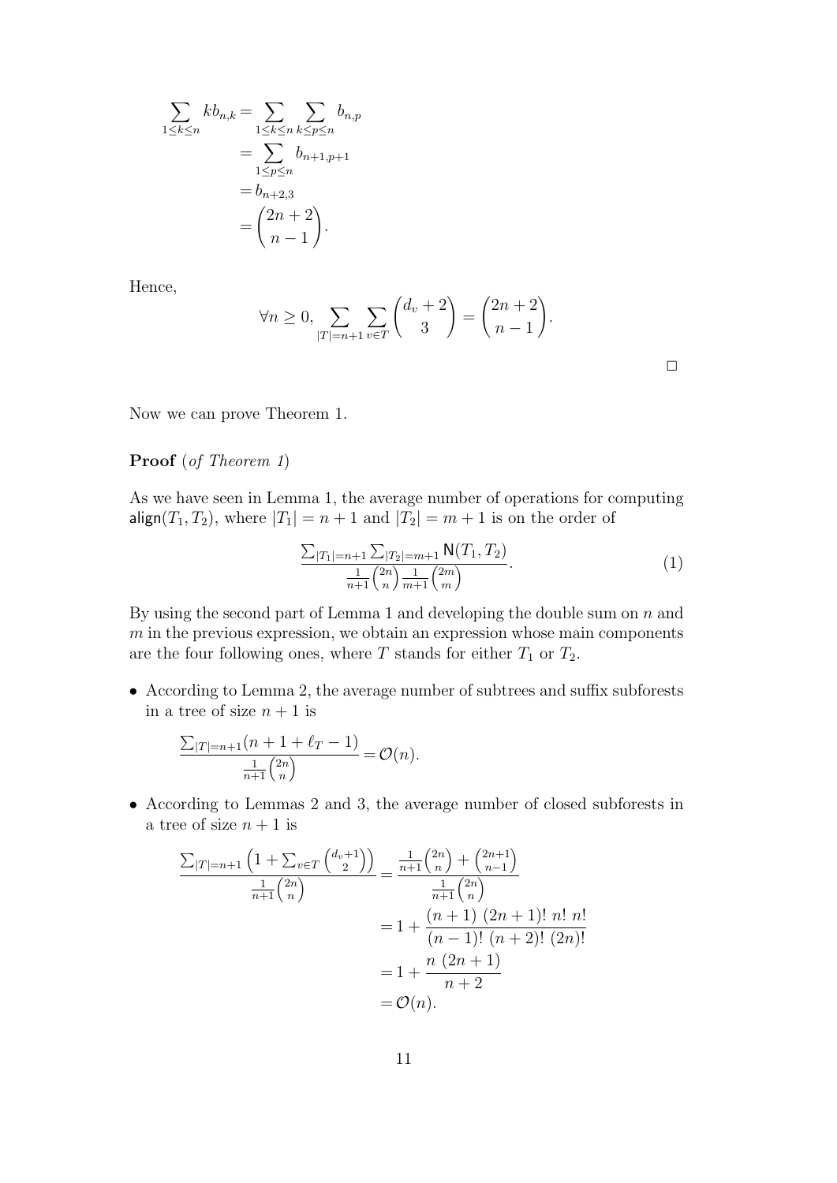$$
\begin{aligned}
\sum_{1\le k\le n} k b_{n,k} &= \sum_{1\le k\le n}\sum_{k\le p\le n} b_{n,p} \\
&= \sum_{1\le p\le n} b_{n+1,p+1} \\
&= b_{n+2,3} \\
&= \binom{2n+2}{n-1}.
\end{aligned}
$$

Hence,

$$
\forall n \ge 0, \sum_{|T|=n+1}\sum_{v\in T}\binom{d_v+2}{3} = \binom{2n+2}{n-1}.
$$

□

Now we can prove Theorem 1.

**Proof** (*of Theorem 1*)

As we have seen in Lemma 1, the average number of operations for computing $\mathsf{align}(T_1, T_2)$, where $|T_1| = n+1$ and $|T_2| = m+1$ is on the order of

$$
\frac{\sum_{|T_1|=n+1}\sum_{|T_2|=m+1}\mathsf{N}(T_1,T_2)}{\frac{1}{n+1}\binom{2n}{n}\frac{1}{m+1}\binom{2m}{m}}. \tag{1}
$$

By using the second part of Lemma 1 and developing the double sum on $n$ and $m$ in the previous expression, we obtain an expression whose main components are the four following ones, where $T$ stands for either $T_1$ or $T_2$.

- According to Lemma 2, the average number of subtrees and suffix subforests in a tree of size $n+1$ is

$$
\frac{\sum_{|T|=n+1}(n+1+\ell_T-1)}{\frac{1}{n+1}\binom{2n}{n}} = \mathcal{O}(n).
$$

- According to Lemmas 2 and 3, the average number of closed subforests in a tree of size $n+1$ is

$$
\begin{aligned}
\frac{\sum_{|T|=n+1}\left(1+\sum_{v\in T}\binom{d_v+1}{2}\right)}{\frac{1}{n+1}\binom{2n}{n}} &= \frac{\frac{1}{n+1}\binom{2n}{n}+\binom{2n+1}{n-1}}{\frac{1}{n+1}\binom{2n}{n}} \\
&= 1+\frac{(n+1)\ (2n+1)!\ n!\ n!}{(n-1)!\ (n+2)!\ (2n)!} \\
&= 1+\frac{n\ (2n+1)}{n+2} \\
&= \mathcal{O}(n).
\end{aligned}
$$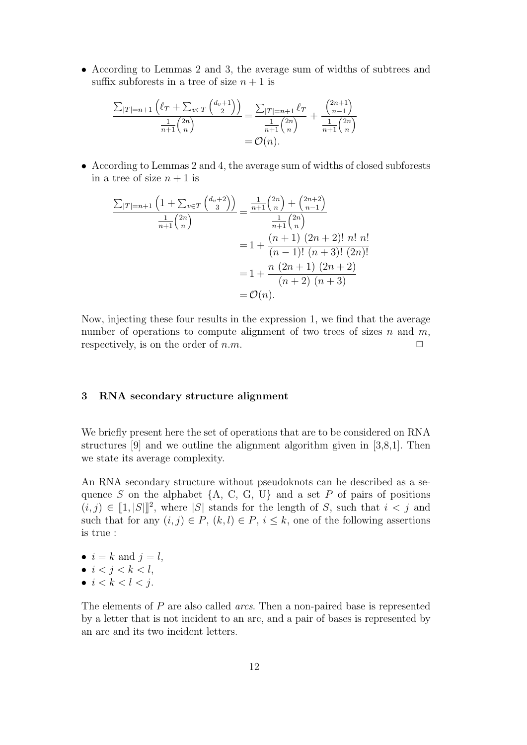- According to Lemmas 2 and 3, the average sum of widths of subtrees and suffix subforests in a tree of size $n+1$ is

$$\frac{\sum_{|T|=n+1}\left(\ell_T + \sum_{v\in T}\binom{d_v+1}{2}\right)}{\frac{1}{n+1}\binom{2n}{n}} = \frac{\sum_{|T|=n+1}\ell_T}{\frac{1}{n+1}\binom{2n}{n}} + \frac{\binom{2n+1}{n-1}}{\frac{1}{n+1}\binom{2n}{n}}$$
$$= \mathcal{O}(n).$$

- According to Lemmas 2 and 4, the average sum of widths of closed subforests in a tree of size $n+1$ is

$$\frac{\sum_{|T|=n+1}\left(1 + \sum_{v\in T}\binom{d_v+2}{3}\right)}{\frac{1}{n+1}\binom{2n}{n}} = \frac{\frac{1}{n+1}\binom{2n}{n} + \binom{2n+2}{n-1}}{\frac{1}{n+1}\binom{2n}{n}}$$
$$= 1 + \frac{(n+1)\ (2n+2)!\ n!\ n!}{(n-1)!\ (n+3)!\ (2n)!}$$
$$= 1 + \frac{n\ (2n+1)\ (2n+2)}{(n+2)\ (n+3)}$$
$$= \mathcal{O}(n).$$

Now, injecting these four results in the expression 1, we find that the average number of operations to compute alignment of two trees of sizes $n$ and $m$, respectively, is on the order of $n.m$. □

## 3 RNA secondary structure alignment

We briefly present here the set of operations that are to be considered on RNA structures [9] and we outline the alignment algorithm given in [3,8,1]. Then we state its average complexity.

An RNA secondary structure without pseudoknots can be described as a sequence $S$ on the alphabet {A, C, G, U} and a set $P$ of pairs of positions $(i,j) \in [\![1, |S|]\!]^2$, where $|S|$ stands for the length of $S$, such that $i < j$ and such that for any $(i,j) \in P$, $(k,l) \in P$, $i \leq k$, one of the following assertions is true :

- $i = k$ and $j = l$,
- $i < j < k < l$,
- $i < k < l < j$.

The elements of $P$ are also called *arcs*. Then a non-paired base is represented by a letter that is not incident to an arc, and a pair of bases is represented by an arc and its two incident letters.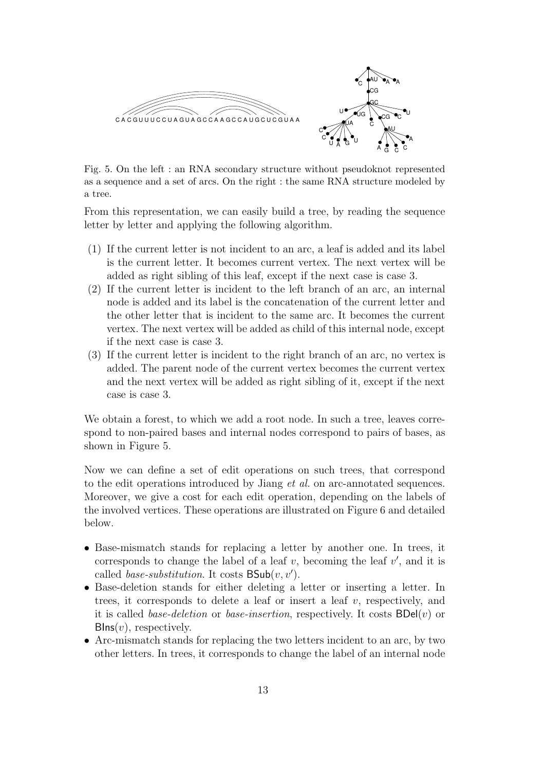Fig. 5. On the left : an RNA secondary structure without pseudoknot represented as a sequence and a set of arcs. On the right : the same RNA structure modeled by a tree.

From this representation, we can easily build a tree, by reading the sequence letter by letter and applying the following algorithm.

(1) If the current letter is not incident to an arc, a leaf is added and its label is the current letter. It becomes current vertex. The next vertex will be added as right sibling of this leaf, except if the next case is case 3.
(2) If the current letter is incident to the left branch of an arc, an internal node is added and its label is the concatenation of the current letter and the other letter that is incident to the same arc. It becomes the current vertex. The next vertex will be added as child of this internal node, except if the next case is case 3.
(3) If the current letter is incident to the right branch of an arc, no vertex is added. The parent node of the current vertex becomes the current vertex and the next vertex will be added as right sibling of it, except if the next case is case 3.

We obtain a forest, to which we add a root node. In such a tree, leaves correspond to non-paired bases and internal nodes correspond to pairs of bases, as shown in Figure 5.

Now we can define a set of edit operations on such trees, that correspond to the edit operations introduced by Jiang *et al.* on arc-annotated sequences. Moreover, we give a cost for each edit operation, depending on the labels of the involved vertices. These operations are illustrated on Figure 6 and detailed below.

- Base-mismatch stands for replacing a letter by another one. In trees, it corresponds to change the label of a leaf $v$, becoming the leaf $v'$, and it is called *base-substitution*. It costs $\mathsf{BSub}(v, v')$.
- Base-deletion stands for either deleting a letter or inserting a letter. In trees, it corresponds to delete a leaf or insert a leaf $v$, respectively, and it is called *base-deletion* or *base-insertion*, respectively. It costs $\mathsf{BDel}(v)$ or $\mathsf{BIns}(v)$, respectively.
- Arc-mismatch stands for replacing the two letters incident to an arc, by two other letters. In trees, it corresponds to change the label of an internal node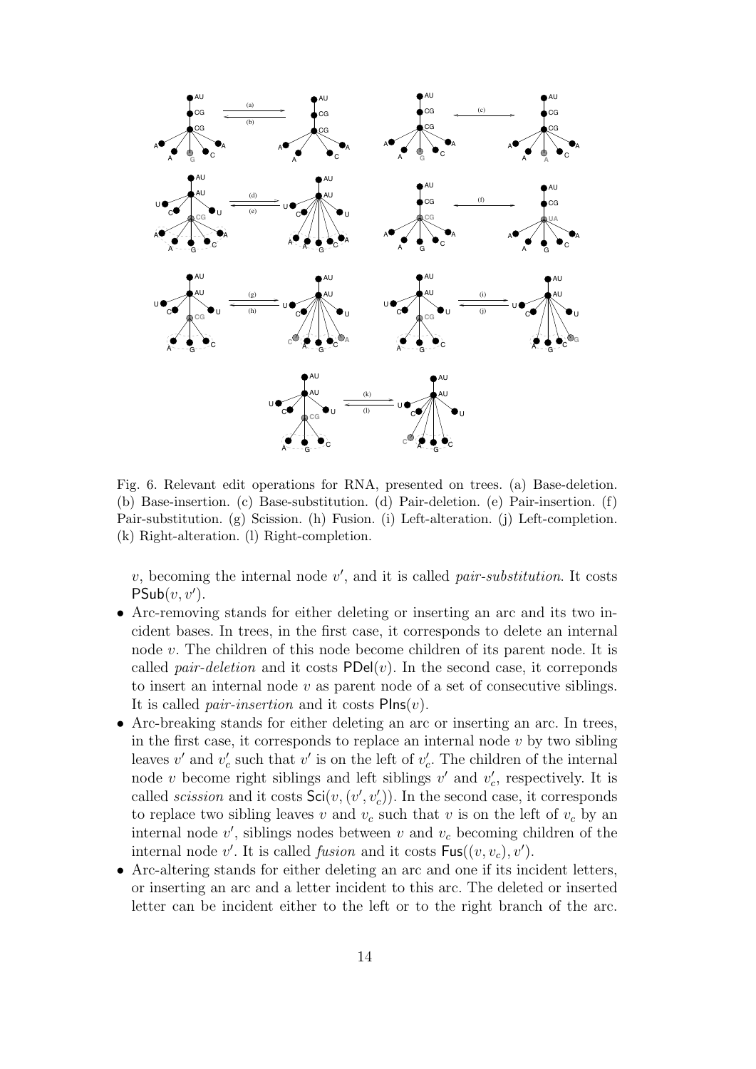Fig. 6. Relevant edit operations for RNA, presented on trees. (a) Base-deletion. (b) Base-insertion. (c) Base-substitution. (d) Pair-deletion. (e) Pair-insertion. (f) Pair-substitution. (g) Scission. (h) Fusion. (i) Left-alteration. (j) Left-completion. (k) Right-alteration. (l) Right-completion.

$v$, becoming the internal node $v'$, and it is called *pair-substitution*. It costs $\mathsf{PSub}(v, v')$.

- Arc-removing stands for either deleting or inserting an arc and its two incident bases. In trees, in the first case, it corresponds to delete an internal node $v$. The children of this node become children of its parent node. It is called *pair-deletion* and it costs $\mathsf{PDel}(v)$. In the second case, it correponds to insert an internal node $v$ as parent node of a set of consecutive siblings. It is called *pair-insertion* and it costs $\mathsf{PIns}(v)$.
- Arc-breaking stands for either deleting an arc or inserting an arc. In trees, in the first case, it corresponds to replace an internal node $v$ by two sibling leaves $v'$ and $v'_c$ such that $v'$ is on the left of $v'_c$. The children of the internal node $v$ become right siblings and left siblings $v'$ and $v'_c$, respectively. It is called *scission* and it costs $\mathsf{Sci}(v, (v', v'_c))$. In the second case, it corresponds to replace two sibling leaves $v$ and $v_c$ such that $v$ is on the left of $v_c$ by an internal node $v'$, siblings nodes between $v$ and $v_c$ becoming children of the internal node $v'$. It is called *fusion* and it costs $\mathsf{Fus}((v, v_c), v')$.
- Arc-altering stands for either deleting an arc and one if its incident letters, or inserting an arc and a letter incident to this arc. The deleted or inserted letter can be incident either to the left or to the right branch of the arc.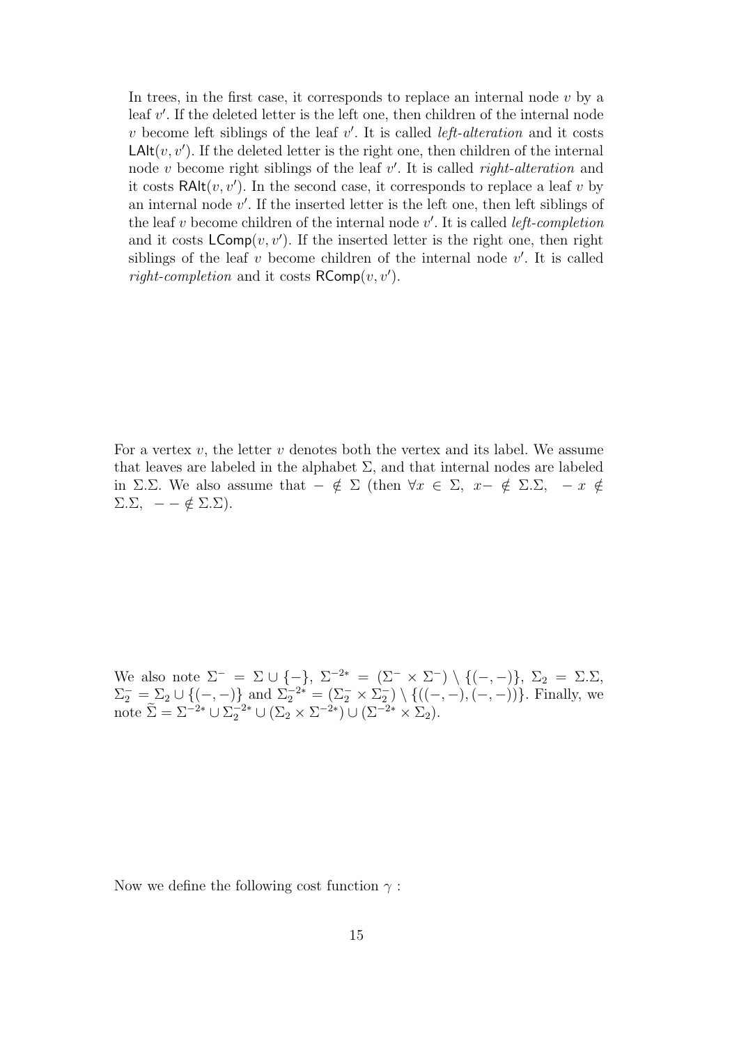In trees, in the first case, it corresponds to replace an internal node $v$ by a leaf $v'$. If the deleted letter is the left one, then children of the internal node $v$ become left siblings of the leaf $v'$. It is called *left-alteration* and it costs $\mathsf{LAlt}(v, v')$. If the deleted letter is the right one, then children of the internal node $v$ become right siblings of the leaf $v'$. It is called *right-alteration* and it costs $\mathsf{RAlt}(v, v')$. In the second case, it corresponds to replace a leaf $v$ by an internal node $v'$. If the inserted letter is the left one, then left siblings of the leaf $v$ become children of the internal node $v'$. It is called *left-completion* and it costs $\mathsf{LComp}(v, v')$. If the inserted letter is the right one, then right siblings of the leaf $v$ become children of the internal node $v'$. It is called *right-completion* and it costs $\mathsf{RComp}(v, v')$.

For a vertex $v$, the letter $v$ denotes both the vertex and its label. We assume that leaves are labeled in the alphabet $\Sigma$, and that internal nodes are labeled in $\Sigma.\Sigma$. We also assume that $- \notin \Sigma$ (then $\forall x \in \Sigma,\ x- \notin \Sigma.\Sigma,\ \ -x \notin \Sigma.\Sigma,\ \ -- \notin \Sigma.\Sigma$).

We also note $\Sigma^- = \Sigma \cup \{-\}$, $\Sigma^{-2*} = (\Sigma^- \times \Sigma^-) \setminus \{(-,-)\}$, $\Sigma_2 = \Sigma.\Sigma$, $\Sigma_2^- = \Sigma_2 \cup \{(-,-)\}$ and $\Sigma_2^{-2*} = (\Sigma_2^- \times \Sigma_2^-) \setminus \{((-,-),(-,-))\}$. Finally, we note $\widetilde{\Sigma} = \Sigma^{-2*} \cup \Sigma_2^{-2*} \cup (\Sigma_2 \times \Sigma^{-2*}) \cup (\Sigma^{-2*} \times \Sigma_2)$.

Now we define the following cost function $\gamma$ :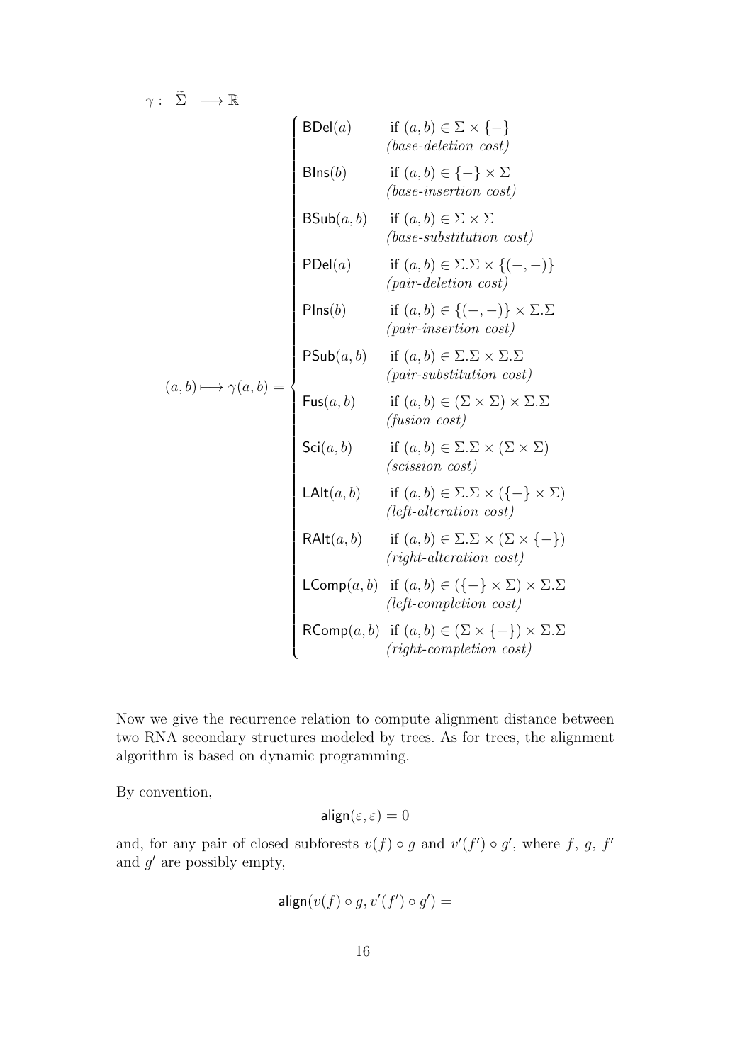$$
\gamma : \quad \widetilde{\Sigma} \quad \longrightarrow \mathbb{R}
$$

$$
(a,b) \longmapsto \gamma(a,b) = \begin{cases}
\mathsf{BDel}(a) & \text{if } (a,b) \in \Sigma \times \{-\} \\ & \textit{(base-deletion cost)} \\
\mathsf{BIns}(b) & \text{if } (a,b) \in \{-\} \times \Sigma \\ & \textit{(base-insertion cost)} \\
\mathsf{BSub}(a,b) & \text{if } (a,b) \in \Sigma \times \Sigma \\ & \textit{(base-substitution cost)} \\
\mathsf{PDel}(a) & \text{if } (a,b) \in \Sigma.\Sigma \times \{(-,-)\} \\ & \textit{(pair-deletion cost)} \\
\mathsf{PIns}(b) & \text{if } (a,b) \in \{(-,-)\} \times \Sigma.\Sigma \\ & \textit{(pair-insertion cost)} \\
\mathsf{PSub}(a,b) & \text{if } (a,b) \in \Sigma.\Sigma \times \Sigma.\Sigma \\ & \textit{(pair-substitution cost)} \\
\mathsf{Fus}(a,b) & \text{if } (a,b) \in (\Sigma \times \Sigma) \times \Sigma.\Sigma \\ & \textit{(fusion cost)} \\
\mathsf{Sci}(a,b) & \text{if } (a,b) \in \Sigma.\Sigma \times (\Sigma \times \Sigma) \\ & \textit{(scission cost)} \\
\mathsf{LAlt}(a,b) & \text{if } (a,b) \in \Sigma.\Sigma \times (\{-\} \times \Sigma) \\ & \textit{(left-alteration cost)} \\
\mathsf{RAlt}(a,b) & \text{if } (a,b) \in \Sigma.\Sigma \times (\Sigma \times \{-\}) \\ & \textit{(right-alteration cost)} \\
\mathsf{LComp}(a,b) & \text{if } (a,b) \in (\{-\} \times \Sigma) \times \Sigma.\Sigma \\ & \textit{(left-completion cost)} \\
\mathsf{RComp}(a,b) & \text{if } (a,b) \in (\Sigma \times \{-\}) \times \Sigma.\Sigma \\ & \textit{(right-completion cost)}
\end{cases}
$$

Now we give the recurrence relation to compute alignment distance between two RNA secondary structures modeled by trees. As for trees, the alignment algorithm is based on dynamic programming.

By convention,

$$
\mathsf{align}(\varepsilon, \varepsilon) = 0
$$

and, for any pair of closed subforests $v(f) \circ g$ and $v'(f') \circ g'$, where $f$, $g$, $f'$ and $g'$ are possibly empty,

$$
\mathsf{align}(v(f) \circ g, v'(f') \circ g') =
$$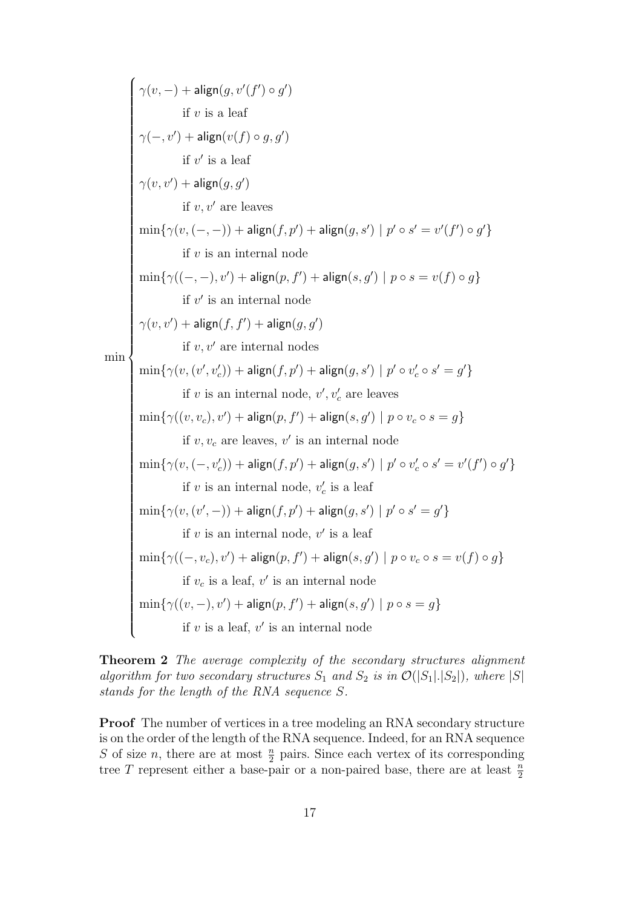$$
\min \begin{cases}
\gamma(v,-) + \mathsf{align}(g, v'(f') \circ g') \\
\qquad \text{if } v \text{ is a leaf} \\
\gamma(-,v') + \mathsf{align}(v(f) \circ g, g') \\
\qquad \text{if } v' \text{ is a leaf} \\
\gamma(v,v') + \mathsf{align}(g, g') \\
\qquad \text{if } v, v' \text{ are leaves} \\
\min\{\gamma(v,(-,-)) + \mathsf{align}(f, p') + \mathsf{align}(g, s') \mid p' \circ s' = v'(f') \circ g'\} \\
\qquad \text{if } v \text{ is an internal node} \\
\min\{\gamma((-,-),v') + \mathsf{align}(p, f') + \mathsf{align}(s, g') \mid p \circ s = v(f) \circ g\} \\
\qquad \text{if } v' \text{ is an internal node} \\
\gamma(v,v') + \mathsf{align}(f, f') + \mathsf{align}(g, g') \\
\qquad \text{if } v, v' \text{ are internal nodes} \\
\min\{\gamma(v,(v',v'_c)) + \mathsf{align}(f, p') + \mathsf{align}(g, s') \mid p' \circ v'_c \circ s' = g'\} \\
\qquad \text{if } v \text{ is an internal node, } v', v'_c \text{ are leaves} \\
\min\{\gamma((v,v_c),v') + \mathsf{align}(p, f') + \mathsf{align}(s, g') \mid p \circ v_c \circ s = g\} \\
\qquad \text{if } v, v_c \text{ are leaves, } v' \text{ is an internal node} \\
\min\{\gamma(v,(-,v'_c)) + \mathsf{align}(f, p') + \mathsf{align}(g, s') \mid p' \circ v'_c \circ s' = v'(f') \circ g'\} \\
\qquad \text{if } v \text{ is an internal node, } v'_c \text{ is a leaf} \\
\min\{\gamma(v,(v',-)) + \mathsf{align}(f, p') + \mathsf{align}(g, s') \mid p' \circ s' = g'\} \\
\qquad \text{if } v \text{ is an internal node, } v' \text{ is a leaf} \\
\min\{\gamma((-,v_c),v') + \mathsf{align}(p, f') + \mathsf{align}(s, g') \mid p \circ v_c \circ s = v(f) \circ g\} \\
\qquad \text{if } v_c \text{ is a leaf, } v' \text{ is an internal node} \\
\min\{\gamma((v,-),v') + \mathsf{align}(p, f') + \mathsf{align}(s, g') \mid p \circ s = g\} \\
\qquad \text{if } v \text{ is a leaf, } v' \text{ is an internal node}
\end{cases}
$$

**Theorem 2** *The average complexity of the secondary structures alignment algorithm for two secondary structures $S_1$ and $S_2$ is in $\mathcal{O}(|S_1|.|S_2|)$, where $|S|$ stands for the length of the RNA sequence $S$.*

**Proof** The number of vertices in a tree modeling an RNA secondary structure is on the order of the length of the RNA sequence. Indeed, for an RNA sequence $S$ of size $n$, there are at most $\frac{n}{2}$ pairs. Since each vertex of its corresponding tree $T$ represent either a base-pair or a non-paired base, there are at least $\frac{n}{2}$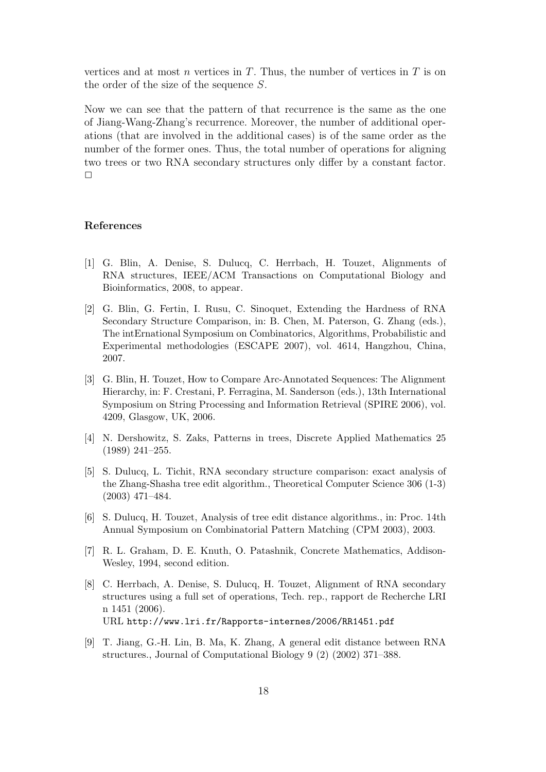vertices and at most $n$ vertices in $T$. Thus, the number of vertices in $T$ is on the order of the size of the sequence $S$.

Now we can see that the pattern of that recurrence is the same as the one of Jiang-Wang-Zhang's recurrence. Moreover, the number of additional operations (that are involved in the additional cases) is of the same order as the number of the former ones. Thus, the total number of operations for aligning two trees or two RNA secondary structures only differ by a constant factor. □

### References

[1] G. Blin, A. Denise, S. Dulucq, C. Herrbach, H. Touzet, Alignments of RNA structures, IEEE/ACM Transactions on Computational Biology and Bioinformatics, 2008, to appear.

[2] G. Blin, G. Fertin, I. Rusu, C. Sinoquet, Extending the Hardness of RNA Secondary Structure Comparison, in: B. Chen, M. Paterson, G. Zhang (eds.), The intErnational Symposium on Combinatorics, Algorithms, Probabilistic and Experimental methodologies (ESCAPE 2007), vol. 4614, Hangzhou, China, 2007.

[3] G. Blin, H. Touzet, How to Compare Arc-Annotated Sequences: The Alignment Hierarchy, in: F. Crestani, P. Ferragina, M. Sanderson (eds.), 13th International Symposium on String Processing and Information Retrieval (SPIRE 2006), vol. 4209, Glasgow, UK, 2006.

[4] N. Dershowitz, S. Zaks, Patterns in trees, Discrete Applied Mathematics 25 (1989) 241–255.

[5] S. Dulucq, L. Tichit, RNA secondary structure comparison: exact analysis of the Zhang-Shasha tree edit algorithm., Theoretical Computer Science 306 (1-3) (2003) 471–484.

[6] S. Dulucq, H. Touzet, Analysis of tree edit distance algorithms., in: Proc. 14th Annual Symposium on Combinatorial Pattern Matching (CPM 2003), 2003.

[7] R. L. Graham, D. E. Knuth, O. Patashnik, Concrete Mathematics, Addison-Wesley, 1994, second edition.

[8] C. Herrbach, A. Denise, S. Dulucq, H. Touzet, Alignment of RNA secondary structures using a full set of operations, Tech. rep., rapport de Recherche LRI n 1451 (2006).
URL http://www.lri.fr/Rapports-internes/2006/RR1451.pdf

[9] T. Jiang, G.-H. Lin, B. Ma, K. Zhang, A general edit distance between RNA structures., Journal of Computational Biology 9 (2) (2002) 371–388.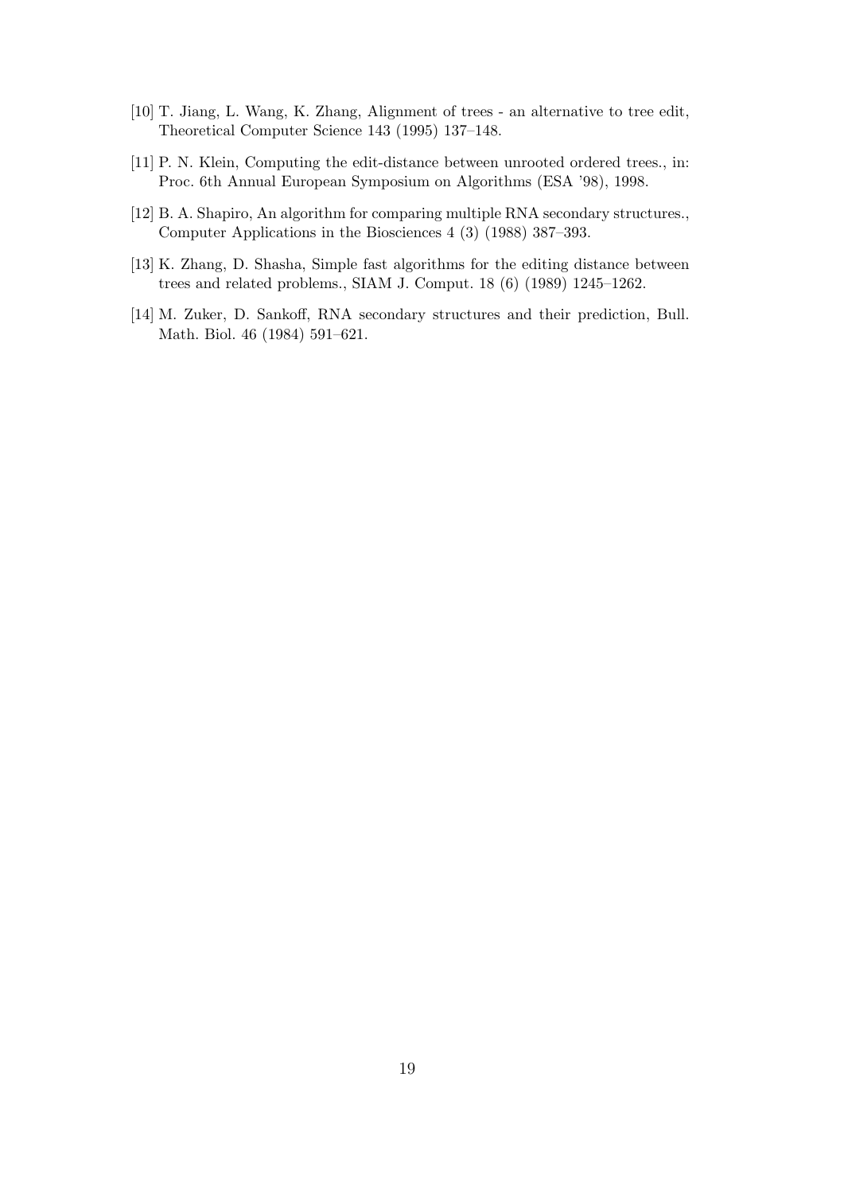[10] T. Jiang, L. Wang, K. Zhang, Alignment of trees - an alternative to tree edit, Theoretical Computer Science 143 (1995) 137–148.

[11] P. N. Klein, Computing the edit-distance between unrooted ordered trees., in: Proc. 6th Annual European Symposium on Algorithms (ESA '98), 1998.

[12] B. A. Shapiro, An algorithm for comparing multiple RNA secondary structures., Computer Applications in the Biosciences 4 (3) (1988) 387–393.

[13] K. Zhang, D. Shasha, Simple fast algorithms for the editing distance between trees and related problems., SIAM J. Comput. 18 (6) (1989) 1245–1262.

[14] M. Zuker, D. Sankoff, RNA secondary structures and their prediction, Bull. Math. Biol. 46 (1984) 591–621.